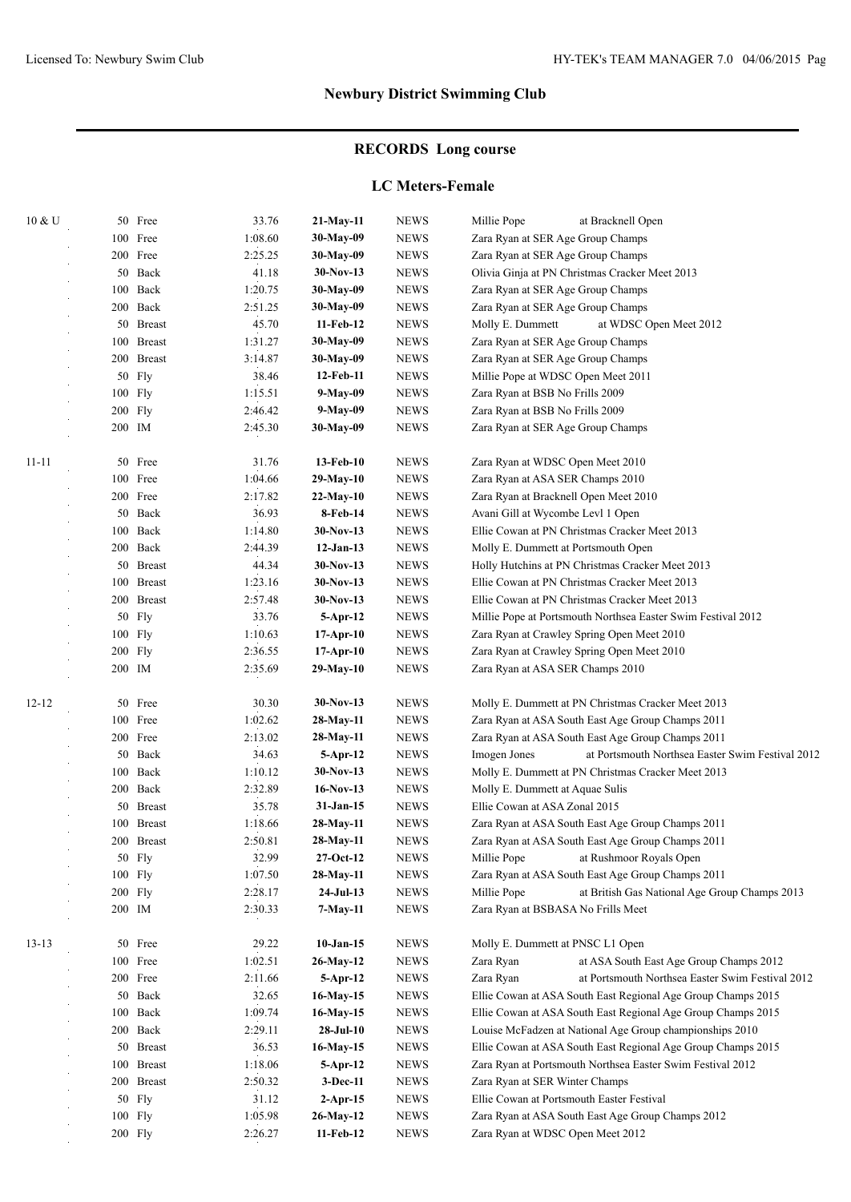## Newbury District Swimming Club

### RECORDS Long course

### LC Meters-Female

| Age | Event | Time | Date | | Swimmer / Meet |
|---|---|---|---|---|---|
| 10 & U | 50 Free | 33.76 | **21-May-11** | NEWS | Millie Pope at Bracknell Open |
| | 100 Free | 1:08.60 | **30-May-09** | NEWS | Zara Ryan at SER Age Group Champs |
| | 200 Free | 2:25.25 | **30-May-09** | NEWS | Zara Ryan at SER Age Group Champs |
| | 50 Back | 41.18 | **30-Nov-13** | NEWS | Olivia Ginja at PN Christmas Cracker Meet 2013 |
| | 100 Back | 1:20.75 | **30-May-09** | NEWS | Zara Ryan at SER Age Group Champs |
| | 200 Back | 2:51.25 | **30-May-09** | NEWS | Zara Ryan at SER Age Group Champs |
| | 50 Breast | 45.70 | **11-Feb-12** | NEWS | Molly E. Dummett at WDSC Open Meet 2012 |
| | 100 Breast | 1:31.27 | **30-May-09** | NEWS | Zara Ryan at SER Age Group Champs |
| | 200 Breast | 3:14.87 | **30-May-09** | NEWS | Zara Ryan at SER Age Group Champs |
| | 50 Fly | 38.46 | **12-Feb-11** | NEWS | Millie Pope at WDSC Open Meet 2011 |
| | 100 Fly | 1:15.51 | **9-May-09** | NEWS | Zara Ryan at BSB No Frills 2009 |
| | 200 Fly | 2:46.42 | **9-May-09** | NEWS | Zara Ryan at BSB No Frills 2009 |
| | 200 IM | 2:45.30 | **30-May-09** | NEWS | Zara Ryan at SER Age Group Champs |
| 11-11 | 50 Free | 31.76 | **13-Feb-10** | NEWS | Zara Ryan at WDSC Open Meet 2010 |
| | 100 Free | 1:04.66 | **29-May-10** | NEWS | Zara Ryan at ASA SER Champs 2010 |
| | 200 Free | 2:17.82 | **22-May-10** | NEWS | Zara Ryan at Bracknell Open Meet 2010 |
| | 50 Back | 36.93 | **8-Feb-14** | NEWS | Avani Gill at Wycombe Levl 1 Open |
| | 100 Back | 1:14.80 | **30-Nov-13** | NEWS | Ellie Cowan at PN Christmas Cracker Meet 2013 |
| | 200 Back | 2:44.39 | **12-Jan-13** | NEWS | Molly E. Dummett at Portsmouth Open |
| | 50 Breast | 44.34 | **30-Nov-13** | NEWS | Holly Hutchins at PN Christmas Cracker Meet 2013 |
| | 100 Breast | 1:23.16 | **30-Nov-13** | NEWS | Ellie Cowan at PN Christmas Cracker Meet 2013 |
| | 200 Breast | 2:57.48 | **30-Nov-13** | NEWS | Ellie Cowan at PN Christmas Cracker Meet 2013 |
| | 50 Fly | 33.76 | **5-Apr-12** | NEWS | Millie Pope at Portsmouth Northsea Easter Swim Festival 2012 |
| | 100 Fly | 1:10.63 | **17-Apr-10** | NEWS | Zara Ryan at Crawley Spring Open Meet 2010 |
| | 200 Fly | 2:36.55 | **17-Apr-10** | NEWS | Zara Ryan at Crawley Spring Open Meet 2010 |
| | 200 IM | 2:35.69 | **29-May-10** | NEWS | Zara Ryan at ASA SER Champs 2010 |
| 12-12 | 50 Free | 30.30 | **30-Nov-13** | NEWS | Molly E. Dummett at PN Christmas Cracker Meet 2013 |
| | 100 Free | 1:02.62 | **28-May-11** | NEWS | Zara Ryan at ASA South East Age Group Champs 2011 |
| | 200 Free | 2:13.02 | **28-May-11** | NEWS | Zara Ryan at ASA South East Age Group Champs 2011 |
| | 50 Back | 34.63 | **5-Apr-12** | NEWS | Imogen Jones at Portsmouth Northsea Easter Swim Festival 2012 |
| | 100 Back | 1:10.12 | **30-Nov-13** | NEWS | Molly E. Dummett at PN Christmas Cracker Meet 2013 |
| | 200 Back | 2:32.89 | **16-Nov-13** | NEWS | Molly E. Dummett at Aquae Sulis |
| | 50 Breast | 35.78 | **31-Jan-15** | NEWS | Ellie Cowan at ASA Zonal 2015 |
| | 100 Breast | 1:18.66 | **28-May-11** | NEWS | Zara Ryan at ASA South East Age Group Champs 2011 |
| | 200 Breast | 2:50.81 | **28-May-11** | NEWS | Zara Ryan at ASA South East Age Group Champs 2011 |
| | 50 Fly | 32.99 | **27-Oct-12** | NEWS | Millie Pope at Rushmoor Royals Open |
| | 100 Fly | 1:07.50 | **28-May-11** | NEWS | Zara Ryan at ASA South East Age Group Champs 2011 |
| | 200 Fly | 2:28.17 | **24-Jul-13** | NEWS | Millie Pope at British Gas National Age Group Champs 2013 |
| | 200 IM | 2:30.33 | **7-May-11** | NEWS | Zara Ryan at BSBASA No Frills Meet |
| 13-13 | 50 Free | 29.22 | **10-Jan-15** | NEWS | Molly E. Dummett at PNSC L1 Open |
| | 100 Free | 1:02.51 | **26-May-12** | NEWS | Zara Ryan at ASA South East Age Group Champs 2012 |
| | 200 Free | 2:11.66 | **5-Apr-12** | NEWS | Zara Ryan at Portsmouth Northsea Easter Swim Festival 2012 |
| | 50 Back | 32.65 | **16-May-15** | NEWS | Ellie Cowan at ASA South East Regional Age Group Champs 2015 |
| | 100 Back | 1:09.74 | **16-May-15** | NEWS | Ellie Cowan at ASA South East Regional Age Group Champs 2015 |
| | 200 Back | 2:29.11 | **28-Jul-10** | NEWS | Louise McFadzen at National Age Group championships 2010 |
| | 50 Breast | 36.53 | **16-May-15** | NEWS | Ellie Cowan at ASA South East Regional Age Group Champs 2015 |
| | 100 Breast | 1:18.06 | **5-Apr-12** | NEWS | Zara Ryan at Portsmouth Northsea Easter Swim Festival 2012 |
| | 200 Breast | 2:50.32 | **3-Dec-11** | NEWS | Zara Ryan at SER Winter Champs |
| | 50 Fly | 31.12 | **2-Apr-15** | NEWS | Ellie Cowan at Portsmouth Easter Festival |
| | 100 Fly | 1:05.98 | **26-May-12** | NEWS | Zara Ryan at ASA South East Age Group Champs 2012 |
| | 200 Fly | 2:26.27 | **11-Feb-12** | NEWS | Zara Ryan at WDSC Open Meet 2012 |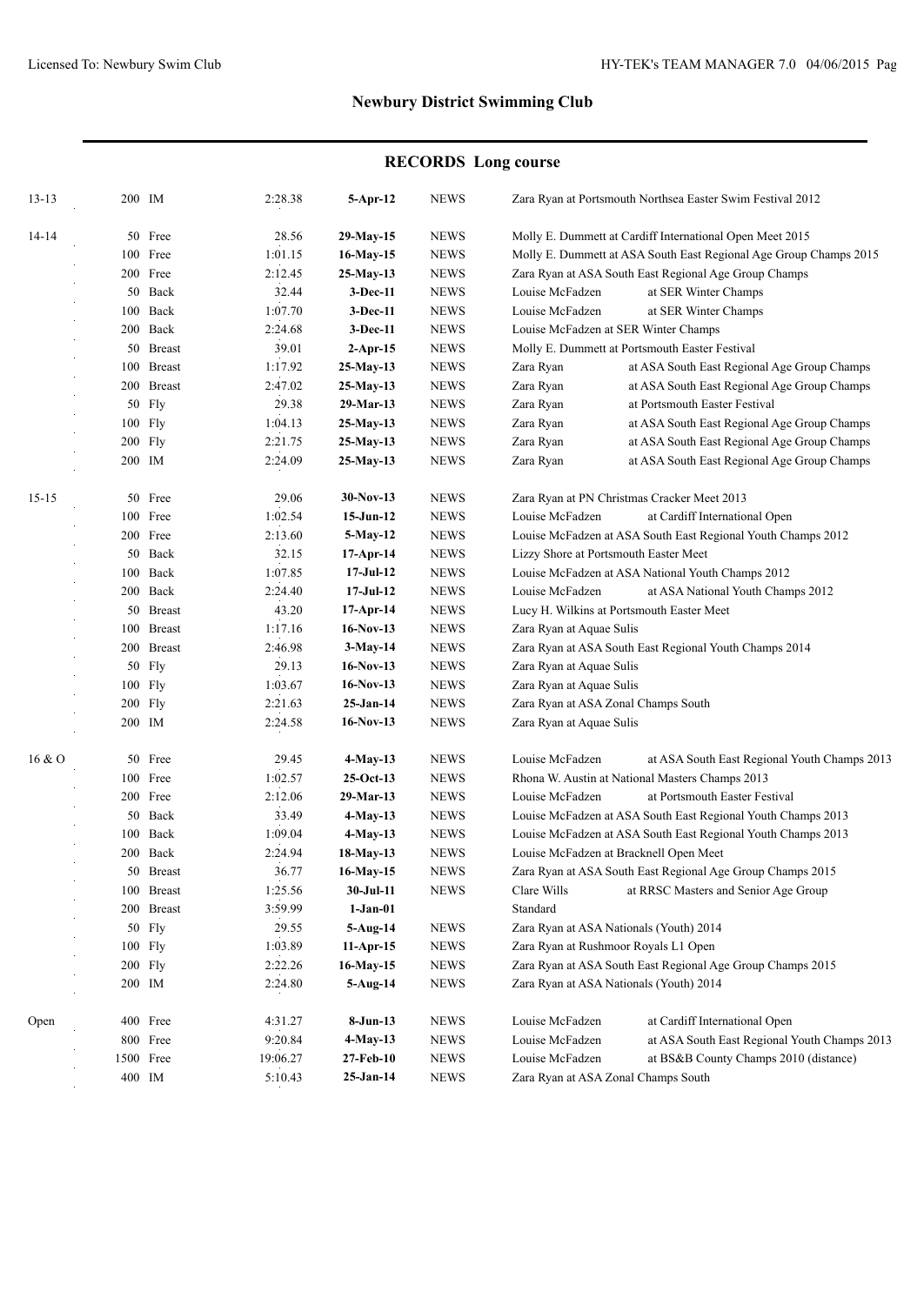# Newbury District Swimming Club

## RECORDS Long course

| Age | Event | Time | Date | Team | Swimmer / Meet |
|---|---|---|---|---|---|
| 13-13 | 200 IM | 2:28.38 | **5-Apr-12** | NEWS | Zara Ryan at Portsmouth Northsea Easter Swim Festival 2012 |
| 14-14 | 50 Free | 28.56 | **29-May-15** | NEWS | Molly E. Dummett at Cardiff International Open Meet 2015 |
| | 100 Free | 1:01.15 | **16-May-15** | NEWS | Molly E. Dummett at ASA South East Regional Age Group Champs 2015 |
| | 200 Free | 2:12.45 | **25-May-13** | NEWS | Zara Ryan at ASA South East Regional Age Group Champs |
| | 50 Back | 32.44 | **3-Dec-11** | NEWS | Louise McFadzen at SER Winter Champs |
| | 100 Back | 1:07.70 | **3-Dec-11** | NEWS | Louise McFadzen at SER Winter Champs |
| | 200 Back | 2:24.68 | **3-Dec-11** | NEWS | Louise McFadzen at SER Winter Champs |
| | 50 Breast | 39.01 | **2-Apr-15** | NEWS | Molly E. Dummett at Portsmouth Easter Festival |
| | 100 Breast | 1:17.92 | **25-May-13** | NEWS | Zara Ryan at ASA South East Regional Age Group Champs |
| | 200 Breast | 2:47.02 | **25-May-13** | NEWS | Zara Ryan at ASA South East Regional Age Group Champs |
| | 50 Fly | 29.38 | **29-Mar-13** | NEWS | Zara Ryan at Portsmouth Easter Festival |
| | 100 Fly | 1:04.13 | **25-May-13** | NEWS | Zara Ryan at ASA South East Regional Age Group Champs |
| | 200 Fly | 2:21.75 | **25-May-13** | NEWS | Zara Ryan at ASA South East Regional Age Group Champs |
| | 200 IM | 2:24.09 | **25-May-13** | NEWS | Zara Ryan at ASA South East Regional Age Group Champs |
| 15-15 | 50 Free | 29.06 | **30-Nov-13** | NEWS | Zara Ryan at PN Christmas Cracker Meet 2013 |
| | 100 Free | 1:02.54 | **15-Jun-12** | NEWS | Louise McFadzen at Cardiff International Open |
| | 200 Free | 2:13.60 | **5-May-12** | NEWS | Louise McFadzen at ASA South East Regional Youth Champs 2012 |
| | 50 Back | 32.15 | **17-Apr-14** | NEWS | Lizzy Shore at Portsmouth Easter Meet |
| | 100 Back | 1:07.85 | **17-Jul-12** | NEWS | Louise McFadzen at ASA National Youth Champs 2012 |
| | 200 Back | 2:24.40 | **17-Jul-12** | NEWS | Louise McFadzen at ASA National Youth Champs 2012 |
| | 50 Breast | 43.20 | **17-Apr-14** | NEWS | Lucy H. Wilkins at Portsmouth Easter Meet |
| | 100 Breast | 1:17.16 | **16-Nov-13** | NEWS | Zara Ryan at Aquae Sulis |
| | 200 Breast | 2:46.98 | **3-May-14** | NEWS | Zara Ryan at ASA South East Regional Youth Champs 2014 |
| | 50 Fly | 29.13 | **16-Nov-13** | NEWS | Zara Ryan at Aquae Sulis |
| | 100 Fly | 1:03.67 | **16-Nov-13** | NEWS | Zara Ryan at Aquae Sulis |
| | 200 Fly | 2:21.63 | **25-Jan-14** | NEWS | Zara Ryan at ASA Zonal Champs South |
| | 200 IM | 2:24.58 | **16-Nov-13** | NEWS | Zara Ryan at Aquae Sulis |
| 16 & O | 50 Free | 29.45 | **4-May-13** | NEWS | Louise McFadzen at ASA South East Regional Youth Champs 2013 |
| | 100 Free | 1:02.57 | **25-Oct-13** | NEWS | Rhona W. Austin at National Masters Champs 2013 |
| | 200 Free | 2:12.06 | **29-Mar-13** | NEWS | Louise McFadzen at Portsmouth Easter Festival |
| | 50 Back | 33.49 | **4-May-13** | NEWS | Louise McFadzen at ASA South East Regional Youth Champs 2013 |
| | 100 Back | 1:09.04 | **4-May-13** | NEWS | Louise McFadzen at ASA South East Regional Youth Champs 2013 |
| | 200 Back | 2:24.94 | **18-May-13** | NEWS | Louise McFadzen at Bracknell Open Meet |
| | 50 Breast | 36.77 | **16-May-15** | NEWS | Zara Ryan at ASA South East Regional Age Group Champs 2015 |
| | 100 Breast | 1:25.56 | **30-Jul-11** | NEWS | Clare Wills at RRSC Masters and Senior Age Group |
| | 200 Breast | 3:59.99 | **1-Jan-01** | | Standard |
| | 50 Fly | 29.55 | **5-Aug-14** | NEWS | Zara Ryan at ASA Nationals (Youth) 2014 |
| | 100 Fly | 1:03.89 | **11-Apr-15** | NEWS | Zara Ryan at Rushmoor Royals L1 Open |
| | 200 Fly | 2:22.26 | **16-May-15** | NEWS | Zara Ryan at ASA South East Regional Age Group Champs 2015 |
| | 200 IM | 2:24.80 | **5-Aug-14** | NEWS | Zara Ryan at ASA Nationals (Youth) 2014 |
| Open | 400 Free | 4:31.27 | **8-Jun-13** | NEWS | Louise McFadzen at Cardiff International Open |
| | 800 Free | 9:20.84 | **4-May-13** | NEWS | Louise McFadzen at ASA South East Regional Youth Champs 2013 |
| | 1500 Free | 19:06.27 | **27-Feb-10** | NEWS | Louise McFadzen at BS&B County Champs 2010 (distance) |
| | 400 IM | 5:10.43 | **25-Jan-14** | NEWS | Zara Ryan at ASA Zonal Champs South |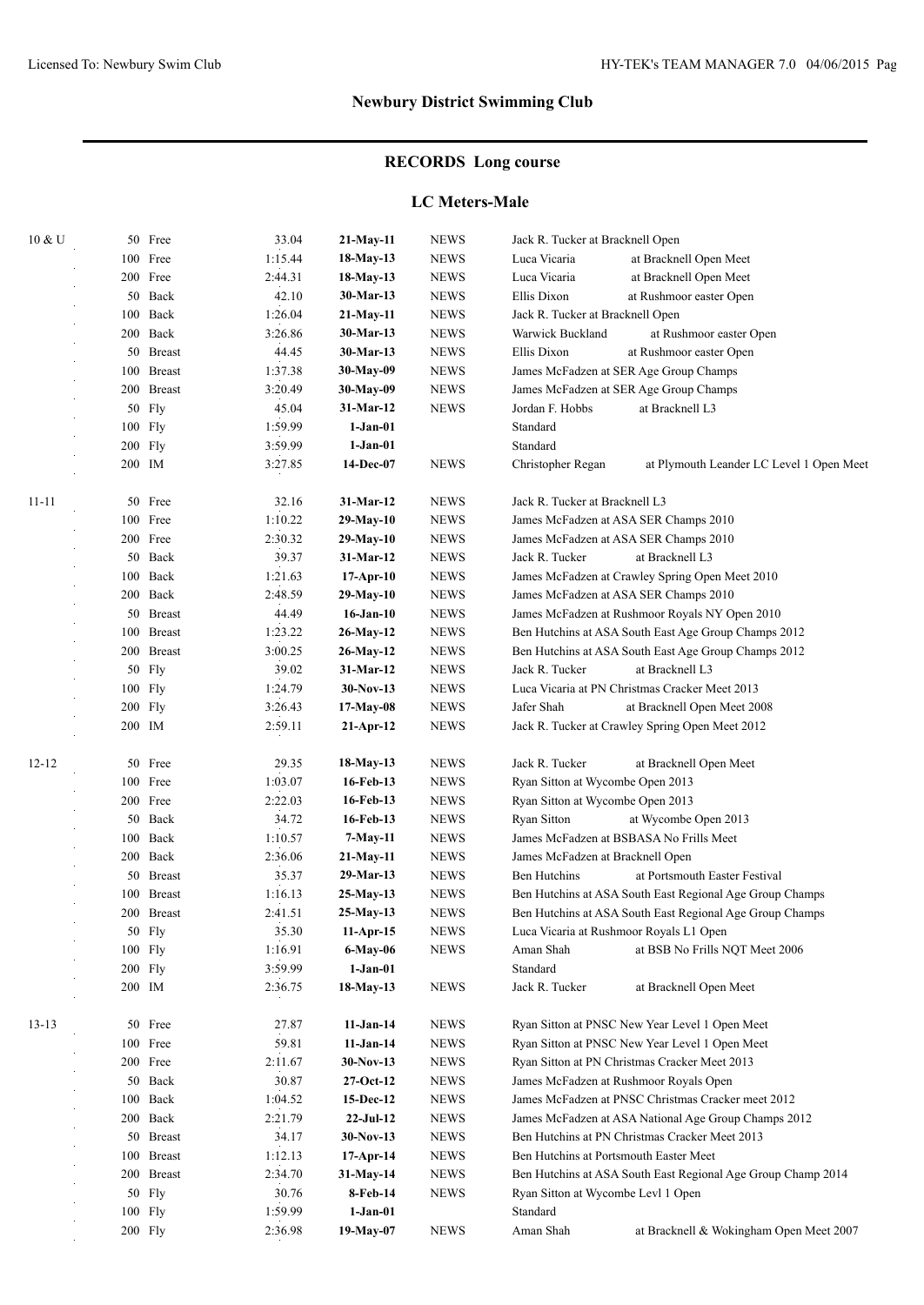## Newbury District Swimming Club

## RECORDS Long course

### LC Meters-Male

| Age | Event | Time | Date | Team | Swimmer / Meet |
|---|---|---|---|---|---|
| 10 & U | 50 Free | 33.04 | **21-May-11** | NEWS | Jack R. Tucker at Bracknell Open |
| | 100 Free | 1:15.44 | **18-May-13** | NEWS | Luca Vicaria at Bracknell Open Meet |
| | 200 Free | 2:44.31 | **18-May-13** | NEWS | Luca Vicaria at Bracknell Open Meet |
| | 50 Back | 42.10 | **30-Mar-13** | NEWS | Ellis Dixon at Rushmoor easter Open |
| | 100 Back | 1:26.04 | **21-May-11** | NEWS | Jack R. Tucker at Bracknell Open |
| | 200 Back | 3:26.86 | **30-Mar-13** | NEWS | Warwick Buckland at Rushmoor easter Open |
| | 50 Breast | 44.45 | **30-Mar-13** | NEWS | Ellis Dixon at Rushmoor easter Open |
| | 100 Breast | 1:37.38 | **30-May-09** | NEWS | James McFadzen at SER Age Group Champs |
| | 200 Breast | 3:20.49 | **30-May-09** | NEWS | James McFadzen at SER Age Group Champs |
| | 50 Fly | 45.04 | **31-Mar-12** | NEWS | Jordan F. Hobbs at Bracknell L3 |
| | 100 Fly | 1:59.99 | **1-Jan-01** | | Standard |
| | 200 Fly | 3:59.99 | **1-Jan-01** | | Standard |
| | 200 IM | 3:27.85 | **14-Dec-07** | NEWS | Christopher Regan at Plymouth Leander LC Level 1 Open Meet |
| 11-11 | 50 Free | 32.16 | **31-Mar-12** | NEWS | Jack R. Tucker at Bracknell L3 |
| | 100 Free | 1:10.22 | **29-May-10** | NEWS | James McFadzen at ASA SER Champs 2010 |
| | 200 Free | 2:30.32 | **29-May-10** | NEWS | James McFadzen at ASA SER Champs 2010 |
| | 50 Back | 39.37 | **31-Mar-12** | NEWS | Jack R. Tucker at Bracknell L3 |
| | 100 Back | 1:21.63 | **17-Apr-10** | NEWS | James McFadzen at Crawley Spring Open Meet 2010 |
| | 200 Back | 2:48.59 | **29-May-10** | NEWS | James McFadzen at ASA SER Champs 2010 |
| | 50 Breast | 44.49 | **16-Jan-10** | NEWS | James McFadzen at Rushmoor Royals NY Open 2010 |
| | 100 Breast | 1:23.22 | **26-May-12** | NEWS | Ben Hutchins at ASA South East Age Group Champs 2012 |
| | 200 Breast | 3:00.25 | **26-May-12** | NEWS | Ben Hutchins at ASA South East Age Group Champs 2012 |
| | 50 Fly | 39.02 | **31-Mar-12** | NEWS | Jack R. Tucker at Bracknell L3 |
| | 100 Fly | 1:24.79 | **30-Nov-13** | NEWS | Luca Vicaria at PN Christmas Cracker Meet 2013 |
| | 200 Fly | 3:26.43 | **17-May-08** | NEWS | Jafer Shah at Bracknell Open Meet 2008 |
| | 200 IM | 2:59.11 | **21-Apr-12** | NEWS | Jack R. Tucker at Crawley Spring Open Meet 2012 |
| 12-12 | 50 Free | 29.35 | **18-May-13** | NEWS | Jack R. Tucker at Bracknell Open Meet |
| | 100 Free | 1:03.07 | **16-Feb-13** | NEWS | Ryan Sitton at Wycombe Open 2013 |
| | 200 Free | 2:22.03 | **16-Feb-13** | NEWS | Ryan Sitton at Wycombe Open 2013 |
| | 50 Back | 34.72 | **16-Feb-13** | NEWS | Ryan Sitton at Wycombe Open 2013 |
| | 100 Back | 1:10.57 | **7-May-11** | NEWS | James McFadzen at BSBASA No Frills Meet |
| | 200 Back | 2:36.06 | **21-May-11** | NEWS | James McFadzen at Bracknell Open |
| | 50 Breast | 35.37 | **29-Mar-13** | NEWS | Ben Hutchins at Portsmouth Easter Festival |
| | 100 Breast | 1:16.13 | **25-May-13** | NEWS | Ben Hutchins at ASA South East Regional Age Group Champs |
| | 200 Breast | 2:41.51 | **25-May-13** | NEWS | Ben Hutchins at ASA South East Regional Age Group Champs |
| | 50 Fly | 35.30 | **11-Apr-15** | NEWS | Luca Vicaria at Rushmoor Royals L1 Open |
| | 100 Fly | 1:16.91 | **6-May-06** | NEWS | Aman Shah at BSB No Frills NQT Meet 2006 |
| | 200 Fly | 3:59.99 | **1-Jan-01** | | Standard |
| | 200 IM | 2:36.75 | **18-May-13** | NEWS | Jack R. Tucker at Bracknell Open Meet |
| 13-13 | 50 Free | 27.87 | **11-Jan-14** | NEWS | Ryan Sitton at PNSC New Year Level 1 Open Meet |
| | 100 Free | 59.81 | **11-Jan-14** | NEWS | Ryan Sitton at PNSC New Year Level 1 Open Meet |
| | 200 Free | 2:11.67 | **30-Nov-13** | NEWS | Ryan Sitton at PN Christmas Cracker Meet 2013 |
| | 50 Back | 30.87 | **27-Oct-12** | NEWS | James McFadzen at Rushmoor Royals Open |
| | 100 Back | 1:04.52 | **15-Dec-12** | NEWS | James McFadzen at PNSC Christmas Cracker meet 2012 |
| | 200 Back | 2:21.79 | **22-Jul-12** | NEWS | James McFadzen at ASA National Age Group Champs 2012 |
| | 50 Breast | 34.17 | **30-Nov-13** | NEWS | Ben Hutchins at PN Christmas Cracker Meet 2013 |
| | 100 Breast | 1:12.13 | **17-Apr-14** | NEWS | Ben Hutchins at Portsmouth Easter Meet |
| | 200 Breast | 2:34.70 | **31-May-14** | NEWS | Ben Hutchins at ASA South East Regional Age Group Champ 2014 |
| | 50 Fly | 30.76 | **8-Feb-14** | NEWS | Ryan Sitton at Wycombe Levl 1 Open |
| | 100 Fly | 1:59.99 | **1-Jan-01** | | Standard |
| | 200 Fly | 2:36.98 | **19-May-07** | NEWS | Aman Shah at Bracknell & Wokingham Open Meet 2007 |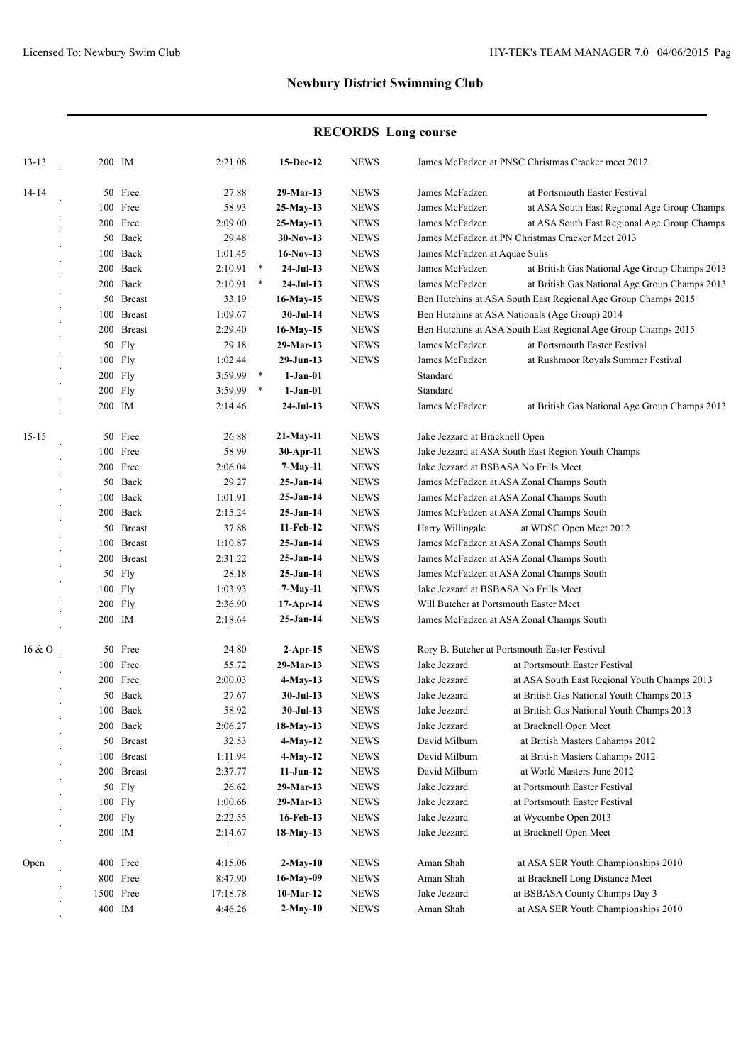# Newbury District Swimming Club

## RECORDS Long course

| | | | | | | | |
|---|---|---|---|---|---|---|---|
| 13-13 | 200 IM | 2:21.08 | | 15-Dec-12 | NEWS | James McFadzen at PNSC Christmas Cracker meet 2012 | |
| 14-14 | 50 Free | 27.88 | | 29-Mar-13 | NEWS | James McFadzen | at Portsmouth Easter Festival |
| | 100 Free | 58.93 | | 25-May-13 | NEWS | James McFadzen | at ASA South East Regional Age Group Champs |
| | 200 Free | 2:09.00 | | 25-May-13 | NEWS | James McFadzen | at ASA South East Regional Age Group Champs |
| | 50 Back | 29.48 | | 30-Nov-13 | NEWS | James McFadzen at PN Christmas Cracker Meet 2013 | |
| | 100 Back | 1:01.45 | | 16-Nov-13 | NEWS | James McFadzen at Aquae Sulis | |
| | 200 Back | 2:10.91 | * | 24-Jul-13 | NEWS | James McFadzen | at British Gas National Age Group Champs 2013 |
| | 200 Back | 2:10.91 | * | 24-Jul-13 | NEWS | James McFadzen | at British Gas National Age Group Champs 2013 |
| | 50 Breast | 33.19 | | 16-May-15 | NEWS | Ben Hutchins at ASA South East Regional Age Group Champs 2015 | |
| | 100 Breast | 1:09.67 | | 30-Jul-14 | NEWS | Ben Hutchins at ASA Nationals (Age Group) 2014 | |
| | 200 Breast | 2:29.40 | | 16-May-15 | NEWS | Ben Hutchins at ASA South East Regional Age Group Champs 2015 | |
| | 50 Fly | 29.18 | | 29-Mar-13 | NEWS | James McFadzen | at Portsmouth Easter Festival |
| | 100 Fly | 1:02.44 | | 29-Jun-13 | NEWS | James McFadzen | at Rushmoor Royals Summer Festival |
| | 200 Fly | 3:59.99 | * | 1-Jan-01 | | Standard | |
| | 200 Fly | 3:59.99 | * | 1-Jan-01 | | Standard | |
| | 200 IM | 2:14.46 | | 24-Jul-13 | NEWS | James McFadzen | at British Gas National Age Group Champs 2013 |
| 15-15 | 50 Free | 26.88 | | 21-May-11 | NEWS | Jake Jezzard at Bracknell Open | |
| | 100 Free | 58.99 | | 30-Apr-11 | NEWS | Jake Jezzard at ASA South East Region Youth Champs | |
| | 200 Free | 2:06.04 | | 7-May-11 | NEWS | Jake Jezzard at BSBASA No Frills Meet | |
| | 50 Back | 29.27 | | 25-Jan-14 | NEWS | James McFadzen at ASA Zonal Champs South | |
| | 100 Back | 1:01.91 | | 25-Jan-14 | NEWS | James McFadzen at ASA Zonal Champs South | |
| | 200 Back | 2:15.24 | | 25-Jan-14 | NEWS | James McFadzen at ASA Zonal Champs South | |
| | 50 Breast | 37.88 | | 11-Feb-12 | NEWS | Harry Willingale | at WDSC Open Meet 2012 |
| | 100 Breast | 1:10.87 | | 25-Jan-14 | NEWS | James McFadzen at ASA Zonal Champs South | |
| | 200 Breast | 2:31.22 | | 25-Jan-14 | NEWS | James McFadzen at ASA Zonal Champs South | |
| | 50 Fly | 28.18 | | 25-Jan-14 | NEWS | James McFadzen at ASA Zonal Champs South | |
| | 100 Fly | 1:03.93 | | 7-May-11 | NEWS | Jake Jezzard at BSBASA No Frills Meet | |
| | 200 Fly | 2:36.90 | | 17-Apr-14 | NEWS | Will Butcher at Portsmouth Easter Meet | |
| | 200 IM | 2:18.64 | | 25-Jan-14 | NEWS | James McFadzen at ASA Zonal Champs South | |
| 16 & O | 50 Free | 24.80 | | 2-Apr-15 | NEWS | Rory B. Butcher at Portsmouth Easter Festival | |
| | 100 Free | 55.72 | | 29-Mar-13 | NEWS | Jake Jezzard | at Portsmouth Easter Festival |
| | 200 Free | 2:00.03 | | 4-May-13 | NEWS | Jake Jezzard | at ASA South East Regional Youth Champs 2013 |
| | 50 Back | 27.67 | | 30-Jul-13 | NEWS | Jake Jezzard | at British Gas National Youth Champs 2013 |
| | 100 Back | 58.92 | | 30-Jul-13 | NEWS | Jake Jezzard | at British Gas National Youth Champs 2013 |
| | 200 Back | 2:06.27 | | 18-May-13 | NEWS | Jake Jezzard | at Bracknell Open Meet |
| | 50 Breast | 32.53 | | 4-May-12 | NEWS | David Milburn | at British Masters Cahamps 2012 |
| | 100 Breast | 1:11.94 | | 4-May-12 | NEWS | David Milburn | at British Masters Cahamps 2012 |
| | 200 Breast | 2:37.77 | | 11-Jun-12 | NEWS | David Milburn | at World Masters June 2012 |
| | 50 Fly | 26.62 | | 29-Mar-13 | NEWS | Jake Jezzard | at Portsmouth Easter Festival |
| | 100 Fly | 1:00.66 | | 29-Mar-13 | NEWS | Jake Jezzard | at Portsmouth Easter Festival |
| | 200 Fly | 2:22.55 | | 16-Feb-13 | NEWS | Jake Jezzard | at Wycombe Open 2013 |
| | 200 IM | 2:14.67 | | 18-May-13 | NEWS | Jake Jezzard | at Bracknell Open Meet |
| Open | 400 Free | 4:15.06 | | 2-May-10 | NEWS | Aman Shah | at ASA SER Youth Championships 2010 |
| | 800 Free | 8:47.90 | | 16-May-09 | NEWS | Aman Shah | at Bracknell Long Distance Meet |
| | 1500 Free | 17:18.78 | | 10-Mar-12 | NEWS | Jake Jezzard | at BSBASA County Champs Day 3 |
| | 400 IM | 4:46.26 | | 2-May-10 | NEWS | Aman Shah | at ASA SER Youth Championships 2010 |